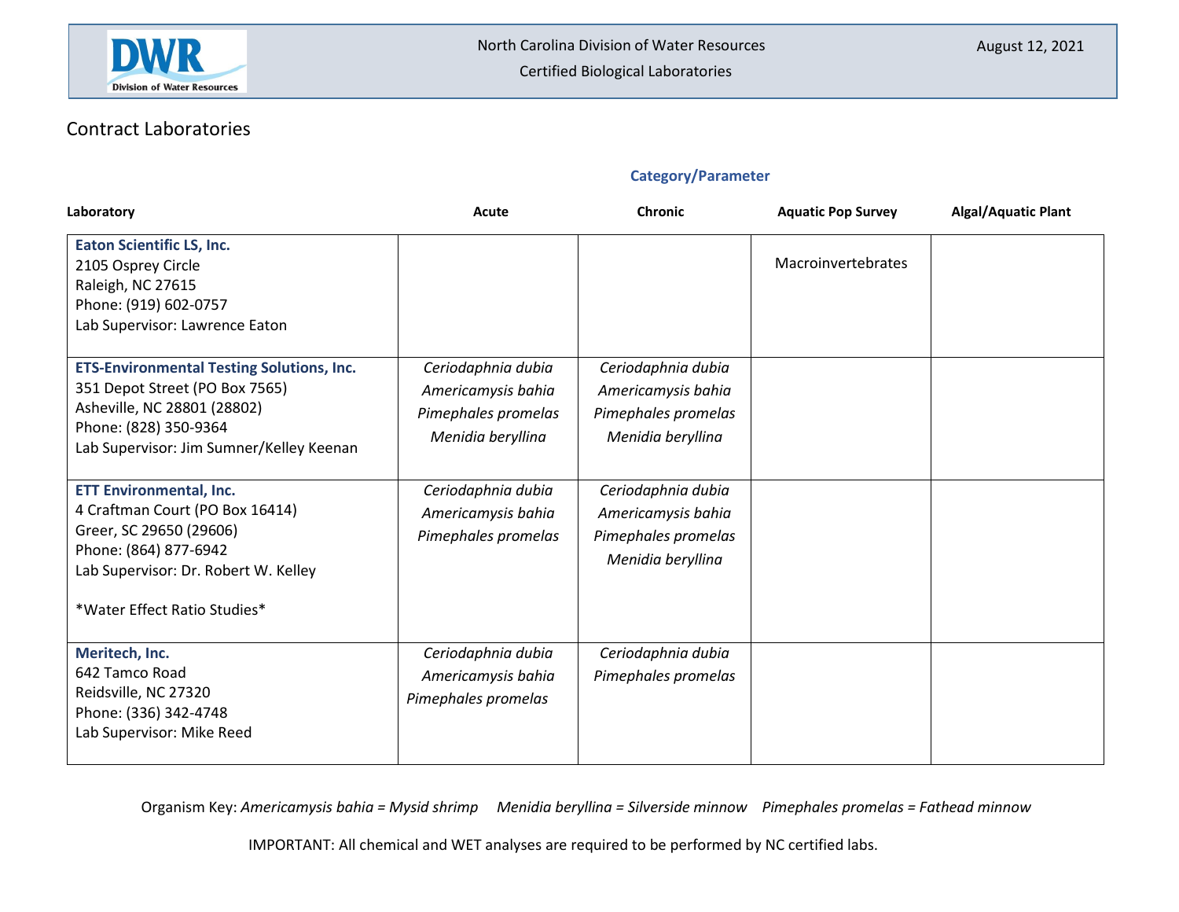North Carolina Division of Water Resources

Certified Biological Laboratories

August 12, 2021

## Contract Laboratories

| Laboratory | Acute | Chronic | Aquatic Pop Survey | Algal/Aquatic Plant |
|---|---|---|---|---|
| **Eaton Scientific LS, Inc.**<br>2105 Osprey Circle<br>Raleigh, NC 27615<br>Phone: (919) 602-0757<br>Lab Supervisor: Lawrence Eaton | | | Macroinvertebrates | |
| **ETS-Environmental Testing Solutions, Inc.**<br>351 Depot Street (PO Box 7565)<br>Asheville, NC 28801 (28802)<br>Phone: (828) 350-9364<br>Lab Supervisor: Jim Sumner/Kelley Keenan | *Ceriodaphnia dubia*<br>*Americamysis bahia*<br>*Pimephales promelas*<br>*Menidia beryllina* | *Ceriodaphnia dubia*<br>*Americamysis bahia*<br>*Pimephales promelas*<br>*Menidia beryllina* | | |
| **ETT Environmental, Inc.**<br>4 Craftman Court (PO Box 16414)<br>Greer, SC 29650 (29606)<br>Phone: (864) 877-6942<br>Lab Supervisor: Dr. Robert W. Kelley<br><br>*Water Effect Ratio Studies* | *Ceriodaphnia dubia*<br>*Americamysis bahia*<br>*Pimephales promelas* | *Ceriodaphnia dubia*<br>*Americamysis bahia*<br>*Pimephales promelas*<br>*Menidia beryllina* | | |
| **Meritech, Inc.**<br>642 Tamco Road<br>Reidsville, NC 27320<br>Phone: (336) 342-4748<br>Lab Supervisor: Mike Reed | *Ceriodaphnia dubia*<br>*Americamysis bahia*<br>*Pimephales promelas* | *Ceriodaphnia dubia*<br>*Pimephales promelas* | | |

Organism Key: *Americamysis bahia = Mysid shrimp*  *Menidia beryllina = Silverside minnow*  *Pimephales promelas = Fathead minnow*

IMPORTANT: All chemical and WET analyses are required to be performed by NC certified labs.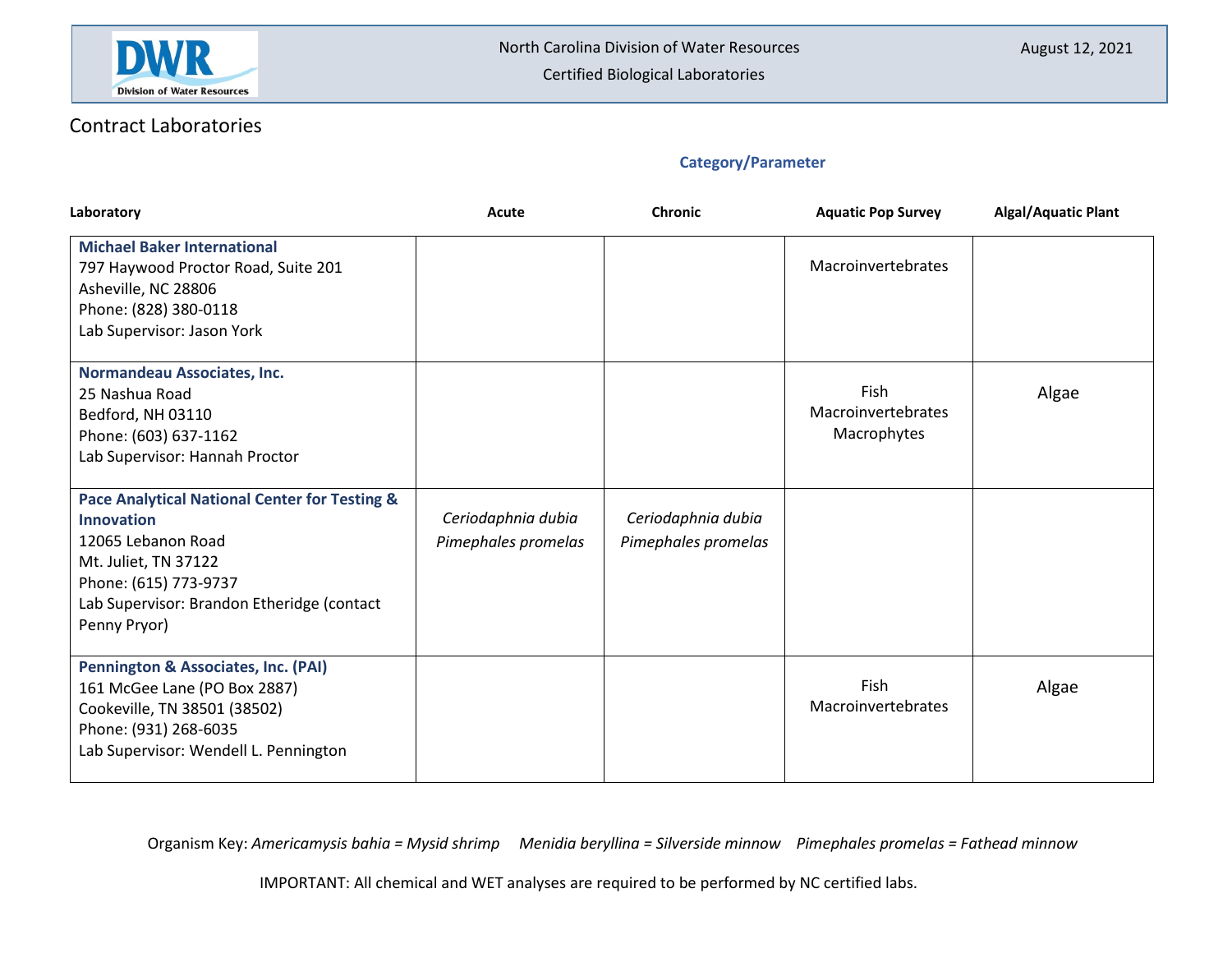## Contract Laboratories

| Laboratory | Acute | Chronic | Aquatic Pop Survey | Algal/Aquatic Plant |
|---|---|---|---|---|
| | | Category/Parameter | | |
| **Michael Baker International**<br>797 Haywood Proctor Road, Suite 201<br>Asheville, NC 28806<br>Phone: (828) 380-0118<br>Lab Supervisor: Jason York | | | Macroinvertebrates | |
| **Normandeau Associates, Inc.**<br>25 Nashua Road<br>Bedford, NH 03110<br>Phone: (603) 637-1162<br>Lab Supervisor: Hannah Proctor | | | Fish<br>Macroinvertebrates<br>Macrophytes | Algae |
| **Pace Analytical National Center for Testing & Innovation**<br>12065 Lebanon Road<br>Mt. Juliet, TN 37122<br>Phone: (615) 773-9737<br>Lab Supervisor: Brandon Etheridge (contact Penny Pryor) | *Ceriodaphnia dubia*<br>*Pimephales promelas* | *Ceriodaphnia dubia*<br>*Pimephales promelas* | | |
| **Pennington & Associates, Inc. (PAI)**<br>161 McGee Lane (PO Box 2887)<br>Cookeville, TN 38501 (38502)<br>Phone: (931) 268-6035<br>Lab Supervisor: Wendell L. Pennington | | | Fish<br>Macroinvertebrates | Algae |

Organism Key: *Americamysis bahia = Mysid shrimp* *Menidia beryllina = Silverside minnow* *Pimephales promelas = Fathead minnow*

IMPORTANT: All chemical and WET analyses are required to be performed by NC certified labs.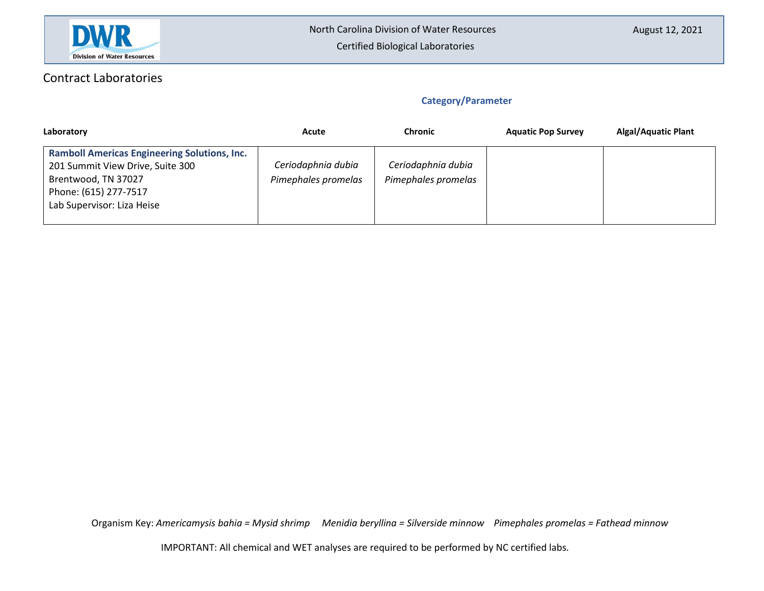## Contract Laboratories

**Category/Parameter**

| Laboratory | Acute | Chronic | Aquatic Pop Survey | Algal/Aquatic Plant |
|---|---|---|---|---|
| **Ramboll Americas Engineering Solutions, Inc.**<br>201 Summit View Drive, Suite 300<br>Brentwood, TN 37027<br>Phone: (615) 277-7517<br>Lab Supervisor: Liza Heise | *Ceriodaphnia dubia*<br>*Pimephales promelas* | *Ceriodaphnia dubia*<br>*Pimephales promelas* | | |

Organism Key: *Americamysis bahia = Mysid shrimp* *Menidia beryllina = Silverside minnow* *Pimephales promelas = Fathead minnow*

IMPORTANT: All chemical and WET analyses are required to be performed by NC certified labs.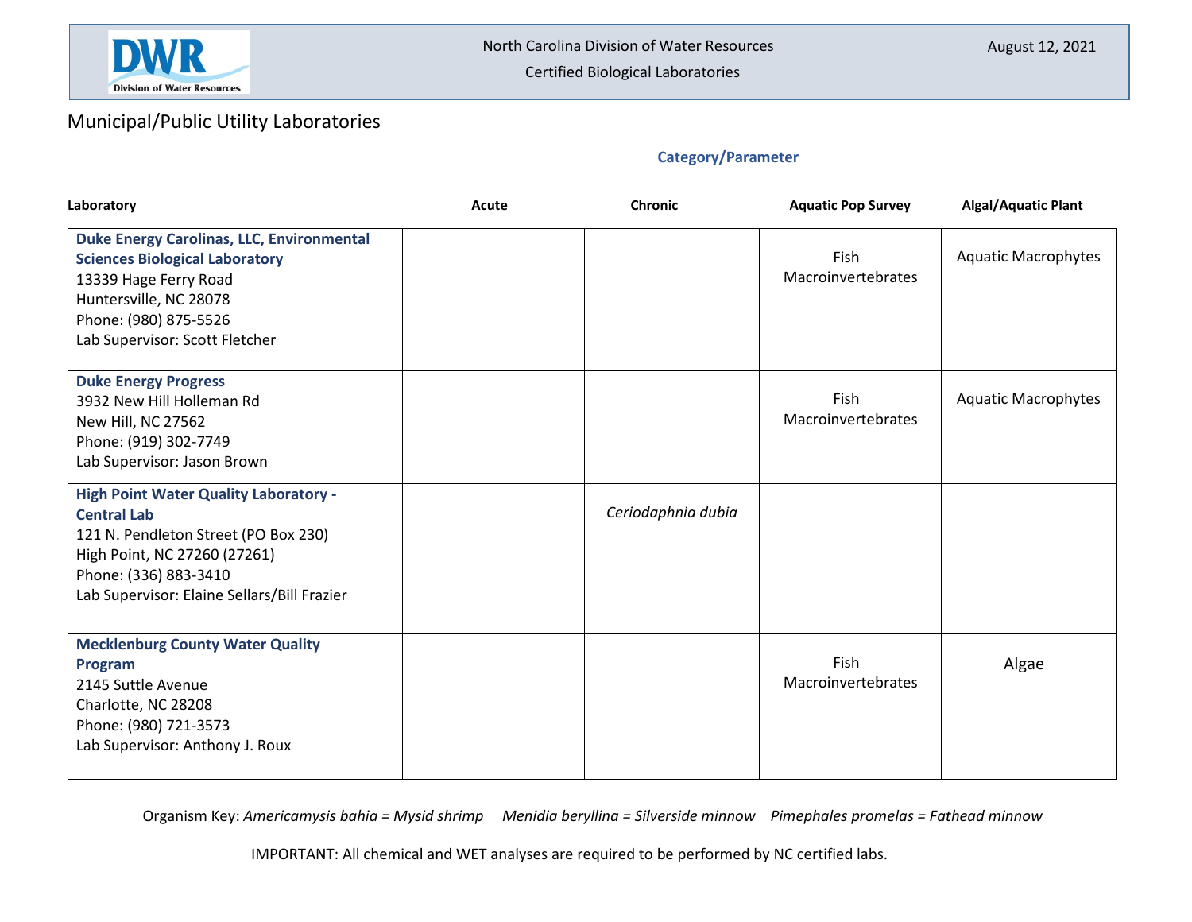North Carolina Division of Water Resources

Certified Biological Laboratories

August 12, 2021

## Municipal/Public Utility Laboratories

**Category/Parameter**

| Laboratory | Acute | Chronic | Aquatic Pop Survey | Algal/Aquatic Plant |
|---|---|---|---|---|
| **Duke Energy Carolinas, LLC, Environmental Sciences Biological Laboratory**<br>13339 Hage Ferry Road<br>Huntersville, NC 28078<br>Phone: (980) 875-5526<br>Lab Supervisor: Scott Fletcher | | | Fish<br>Macroinvertebrates | Aquatic Macrophytes |
| **Duke Energy Progress**<br>3932 New Hill Holleman Rd<br>New Hill, NC 27562<br>Phone: (919) 302-7749<br>Lab Supervisor: Jason Brown | | | Fish<br>Macroinvertebrates | Aquatic Macrophytes |
| **High Point Water Quality Laboratory - Central Lab**<br>121 N. Pendleton Street (PO Box 230)<br>High Point, NC 27260 (27261)<br>Phone: (336) 883-3410<br>Lab Supervisor: Elaine Sellars/Bill Frazier | | *Ceriodaphnia dubia* | | |
| **Mecklenburg County Water Quality Program**<br>2145 Suttle Avenue<br>Charlotte, NC 28208<br>Phone: (980) 721-3573<br>Lab Supervisor: Anthony J. Roux | | | Fish<br>Macroinvertebrates | Algae |

Organism Key: *Americamysis bahia = Mysid shrimp* *Menidia beryllina = Silverside minnow* *Pimephales promelas = Fathead minnow*

IMPORTANT: All chemical and WET analyses are required to be performed by NC certified labs.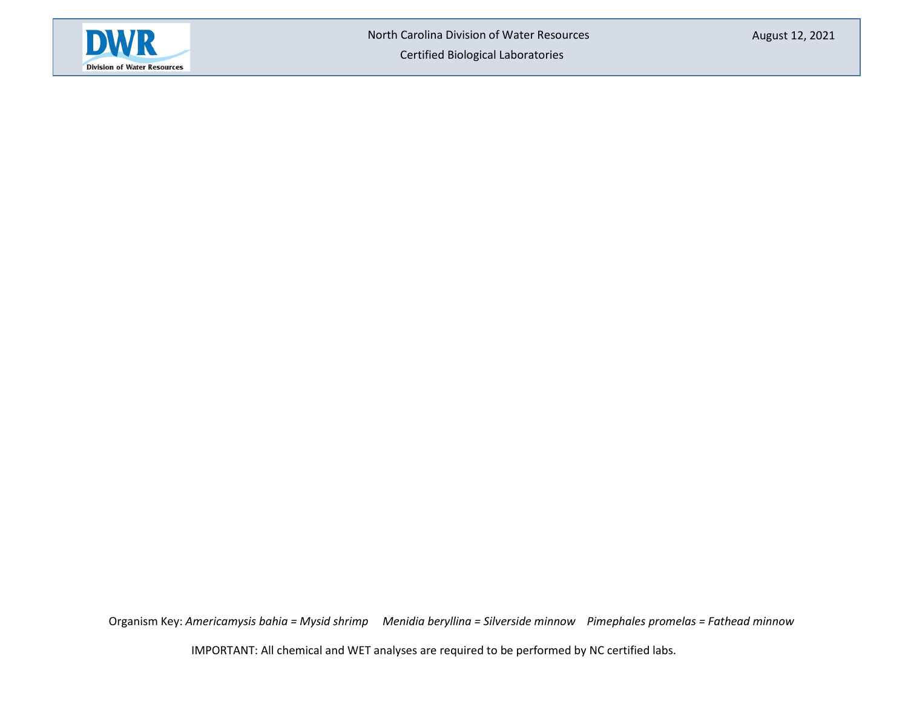Organism Key: *Americamysis bahia = Mysid shrimp*     *Menidia beryllina = Silverside minnow*     *Pimephales promelas = Fathead minnow*

IMPORTANT: All chemical and WET analyses are required to be performed by NC certified labs.